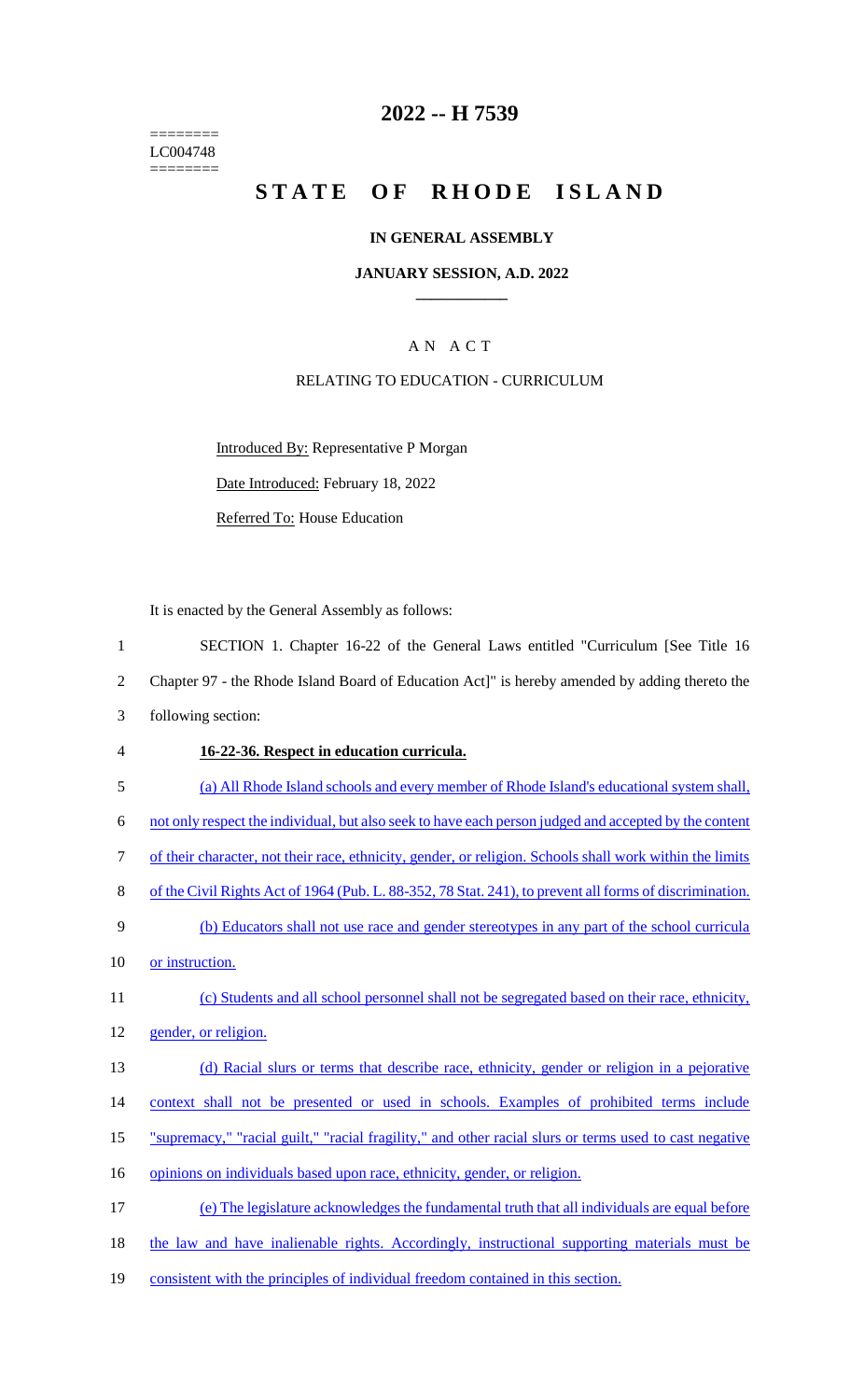# 2022 -- H 7539

========
LC004748
========

# STATE OF RHODE ISLAND

## IN GENERAL ASSEMBLY

### JANUARY SESSION, A.D. 2022

### A N A C T

RELATING TO EDUCATION - CURRICULUM

Introduced By: Representative P Morgan

Date Introduced: February 18, 2022

Referred To: House Education

It is enacted by the General Assembly as follows:

1 SECTION 1. Chapter 16-22 of the General Laws entitled "Curriculum [See Title 16
2 Chapter 97 - the Rhode Island Board of Education Act]" is hereby amended by adding thereto the
3 following section:

4 **16-22-36. Respect in education curricula.**

5 (a) All Rhode Island schools and every member of Rhode Island's educational system shall,
6 not only respect the individual, but also seek to have each person judged and accepted by the content
7 of their character, not their race, ethnicity, gender, or religion. Schools shall work within the limits
8 of the Civil Rights Act of 1964 (Pub. L. 88-352, 78 Stat. 241), to prevent all forms of discrimination.

9 (b) Educators shall not use race and gender stereotypes in any part of the school curricula
10 or instruction.

11 (c) Students and all school personnel shall not be segregated based on their race, ethnicity,
12 gender, or religion.

13 (d) Racial slurs or terms that describe race, ethnicity, gender or religion in a pejorative
14 context shall not be presented or used in schools. Examples of prohibited terms include
15 "supremacy," "racial guilt," "racial fragility," and other racial slurs or terms used to cast negative
16 opinions on individuals based upon race, ethnicity, gender, or religion.

17 (e) The legislature acknowledges the fundamental truth that all individuals are equal before
18 the law and have inalienable rights. Accordingly, instructional supporting materials must be
19 consistent with the principles of individual freedom contained in this section.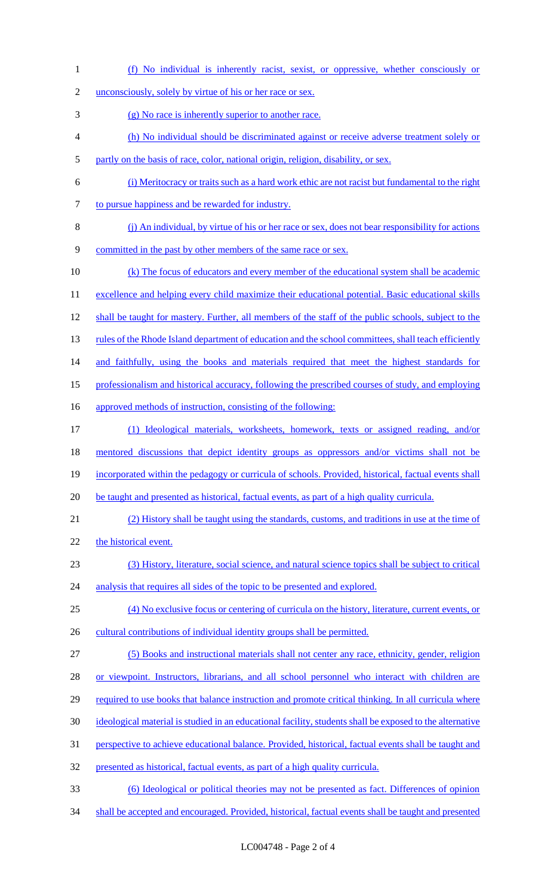(f) No individual is inherently racist, sexist, or oppressive, whether consciously or unconsciously, solely by virtue of his or her race or sex.

(g) No race is inherently superior to another race.

(h) No individual should be discriminated against or receive adverse treatment solely or partly on the basis of race, color, national origin, religion, disability, or sex.

(i) Meritocracy or traits such as a hard work ethic are not racist but fundamental to the right to pursue happiness and be rewarded for industry.

(j) An individual, by virtue of his or her race or sex, does not bear responsibility for actions committed in the past by other members of the same race or sex.

(k) The focus of educators and every member of the educational system shall be academic excellence and helping every child maximize their educational potential. Basic educational skills shall be taught for mastery. Further, all members of the staff of the public schools, subject to the rules of the Rhode Island department of education and the school committees, shall teach efficiently and faithfully, using the books and materials required that meet the highest standards for professionalism and historical accuracy, following the prescribed courses of study, and employing approved methods of instruction, consisting of the following:

(1) Ideological materials, worksheets, homework, texts or assigned reading, and/or mentored discussions that depict identity groups as oppressors and/or victims shall not be incorporated within the pedagogy or curricula of schools. Provided, historical, factual events shall be taught and presented as historical, factual events, as part of a high quality curricula.

(2) History shall be taught using the standards, customs, and traditions in use at the time of the historical event.

(3) History, literature, social science, and natural science topics shall be subject to critical analysis that requires all sides of the topic to be presented and explored.

(4) No exclusive focus or centering of curricula on the history, literature, current events, or cultural contributions of individual identity groups shall be permitted.

(5) Books and instructional materials shall not center any race, ethnicity, gender, religion or viewpoint. Instructors, librarians, and all school personnel who interact with children are required to use books that balance instruction and promote critical thinking. In all curricula where ideological material is studied in an educational facility, students shall be exposed to the alternative perspective to achieve educational balance. Provided, historical, factual events shall be taught and presented as historical, factual events, as part of a high quality curricula.

(6) Ideological or political theories may not be presented as fact. Differences of opinion shall be accepted and encouraged. Provided, historical, factual events shall be taught and presented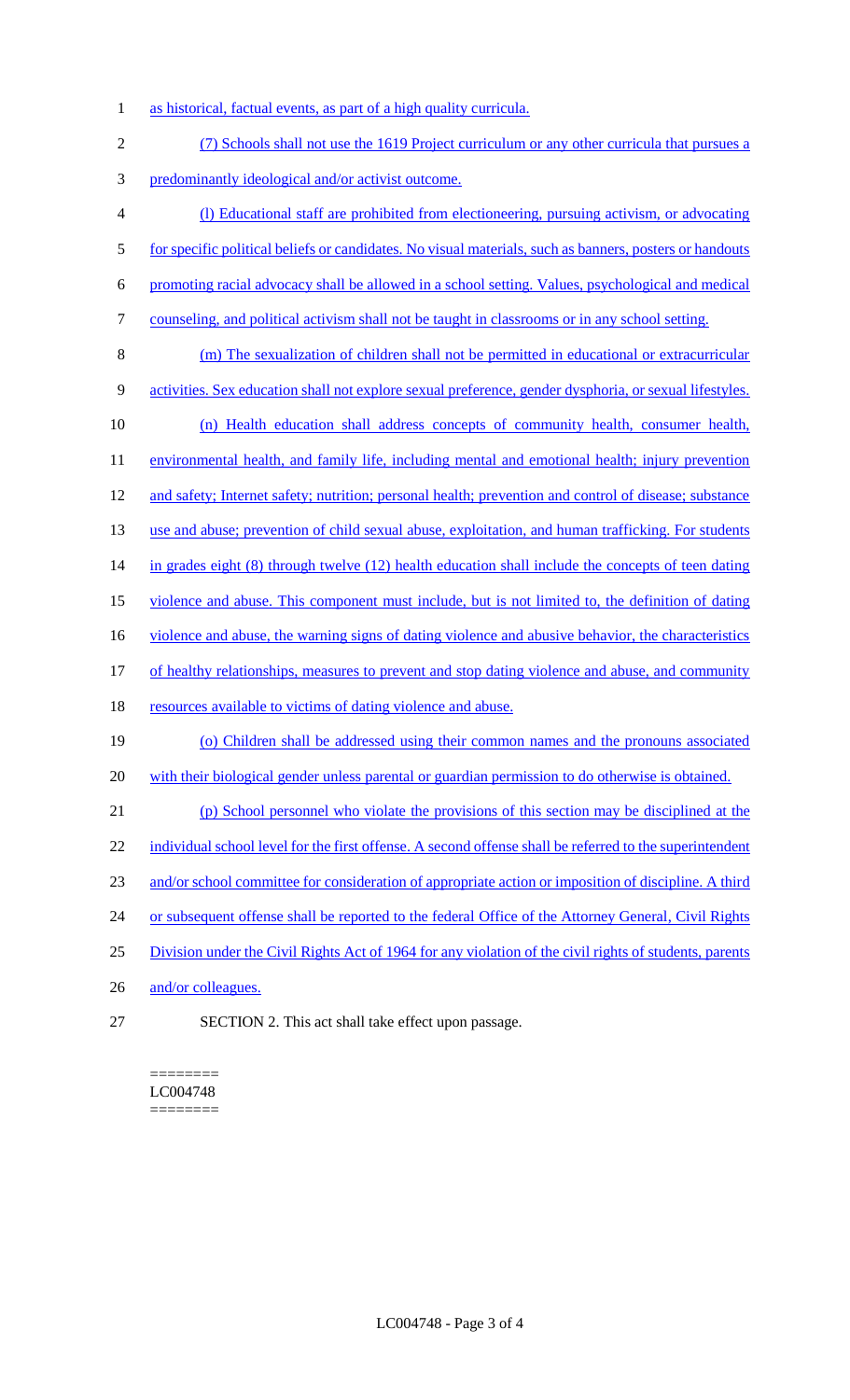as historical, factual events, as part of a high quality curricula.

(7) Schools shall not use the 1619 Project curriculum or any other curricula that pursues a predominantly ideological and/or activist outcome.

(l) Educational staff are prohibited from electioneering, pursuing activism, or advocating for specific political beliefs or candidates. No visual materials, such as banners, posters or handouts promoting racial advocacy shall be allowed in a school setting. Values, psychological and medical counseling, and political activism shall not be taught in classrooms or in any school setting.

(m) The sexualization of children shall not be permitted in educational or extracurricular activities. Sex education shall not explore sexual preference, gender dysphoria, or sexual lifestyles.

(n) Health education shall address concepts of community health, consumer health, environmental health, and family life, including mental and emotional health; injury prevention and safety; Internet safety; nutrition; personal health; prevention and control of disease; substance use and abuse; prevention of child sexual abuse, exploitation, and human trafficking. For students in grades eight (8) through twelve (12) health education shall include the concepts of teen dating violence and abuse. This component must include, but is not limited to, the definition of dating violence and abuse, the warning signs of dating violence and abusive behavior, the characteristics of healthy relationships, measures to prevent and stop dating violence and abuse, and community resources available to victims of dating violence and abuse.

(o) Children shall be addressed using their common names and the pronouns associated with their biological gender unless parental or guardian permission to do otherwise is obtained.

(p) School personnel who violate the provisions of this section may be disciplined at the individual school level for the first offense. A second offense shall be referred to the superintendent and/or school committee for consideration of appropriate action or imposition of discipline. A third or subsequent offense shall be reported to the federal Office of the Attorney General, Civil Rights Division under the Civil Rights Act of 1964 for any violation of the civil rights of students, parents and/or colleagues.

SECTION 2. This act shall take effect upon passage.

========
LC004748
========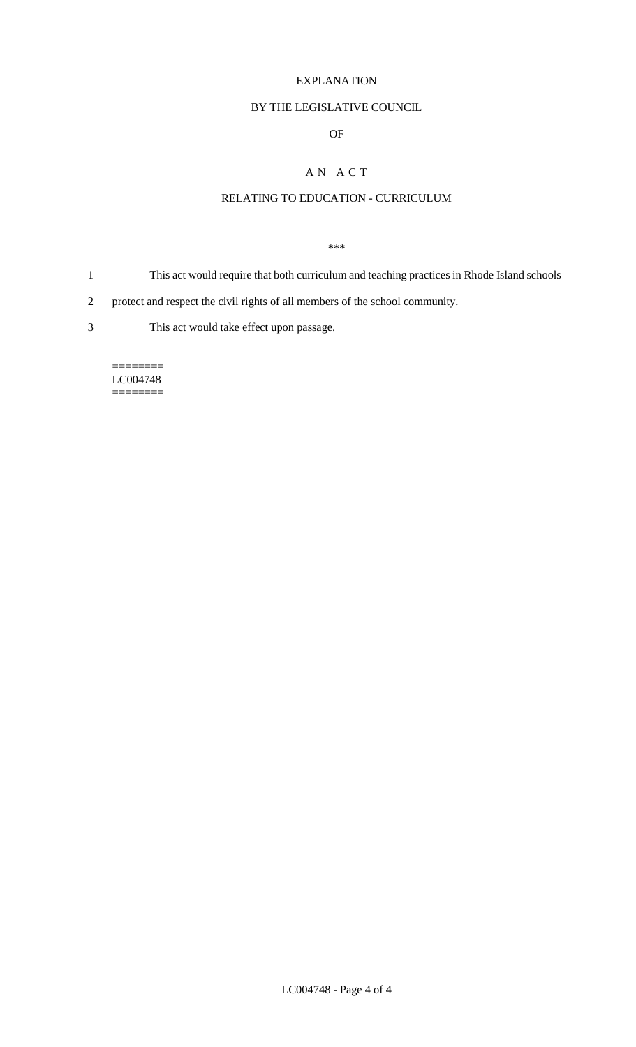EXPLANATION

BY THE LEGISLATIVE COUNCIL

OF

A N A C T

RELATING TO EDUCATION - CURRICULUM

\*\*\*

1 This act would require that both curriculum and teaching practices in Rhode Island schools
2 protect and respect the civil rights of all members of the school community.
3 This act would take effect upon passage.

========
LC004748
========